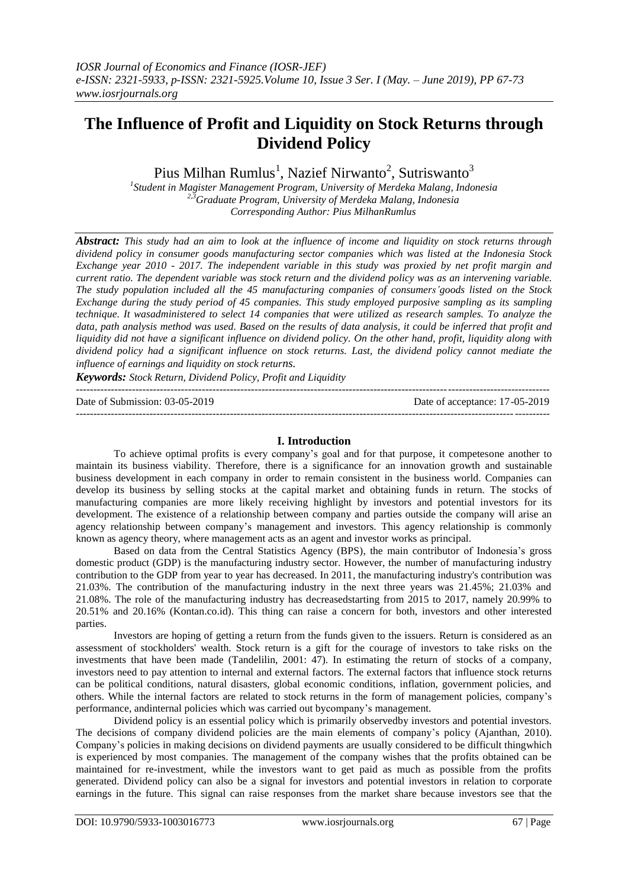# The Influence of Profit and Liquidity on Stock Returns through Dividend Policy

Pius Milhan Rumlus[1], Nazief Nirwanto[2], Sutriswanto[3]

[1]*Student in Magister Management Program, University of Merdeka Malang, Indonesia*
[2,3]*Graduate Program, University of Merdeka Malang, Indonesia*
*Corresponding Author: Pius MilhanRumlus*

***Abstract:*** *This study had an aim to look at the influence of income and liquidity on stock returns through dividend policy in consumer goods manufacturing sector companies which was listed at the Indonesia Stock Exchange year 2010 - 2017. The independent variable in this study was proxied by net profit margin and current ratio. The dependent variable was stock return and the dividend policy was as an intervening variable. The study population included all the 45 manufacturing companies of consumers'goods listed on the Stock Exchange during the study period of 45 companies. This study employed purposive sampling as its sampling technique. It wasadministered to select 14 companies that were utilized as research samples. To analyze the data, path analysis method was used. Based on the results of data analysis, it could be inferred that profit and liquidity did not have a significant influence on dividend policy. On the other hand, profit, liquidity along with dividend policy had a significant influence on stock returns. Last, the dividend policy cannot mediate the influence of earnings and liquidity on stock returns.*

***Keywords:*** *Stock Return, Dividend Policy, Profit and Liquidity*

---

Date of Submission: 03-05-2019 | Date of acceptance: 17-05-2019

---

## I. Introduction

To achieve optimal profits is every company's goal and for that purpose, it competesone another to maintain its business viability. Therefore, there is a significance for an innovation growth and sustainable business development in each company in order to remain consistent in the business world. Companies can develop its business by selling stocks at the capital market and obtaining funds in return. The stocks of manufacturing companies are more likely receiving highlight by investors and potential investors for its development. The existence of a relationship between company and parties outside the company will arise an agency relationship between company's management and investors. This agency relationship is commonly known as agency theory, where management acts as an agent and investor works as principal.

Based on data from the Central Statistics Agency (BPS), the main contributor of Indonesia's gross domestic product (GDP) is the manufacturing industry sector. However, the number of manufacturing industry contribution to the GDP from year to year has decreased. In 2011, the manufacturing industry's contribution was 21.03%. The contribution of the manufacturing industry in the next three years was 21.45%; 21.03% and 21.08%. The role of the manufacturing industry has decreasedstarting from 2015 to 2017, namely 20.99% to 20.51% and 20.16% (Kontan.co.id). This thing can raise a concern for both, investors and other interested parties.

Investors are hoping of getting a return from the funds given to the issuers. Return is considered as an assessment of stockholders' wealth. Stock return is a gift for the courage of investors to take risks on the investments that have been made (Tandelilin, 2001: 47). In estimating the return of stocks of a company, investors need to pay attention to internal and external factors. The external factors that influence stock returns can be political conditions, natural disasters, global economic conditions, inflation, government policies, and others. While the internal factors are related to stock returns in the form of management policies, company's performance, andinternal policies which was carried out bycompany's management.

Dividend policy is an essential policy which is primarily observedby investors and potential investors. The decisions of company dividend policies are the main elements of company's policy (Ajanthan, 2010). Company's policies in making decisions on dividend payments are usually considered to be difficult thingwhich is experienced by most companies. The management of the company wishes that the profits obtained can be maintained for re-investment, while the investors want to get paid as much as possible from the profits generated. Dividend policy can also be a signal for investors and potential investors in relation to corporate earnings in the future. This signal can raise responses from the market share because investors see that the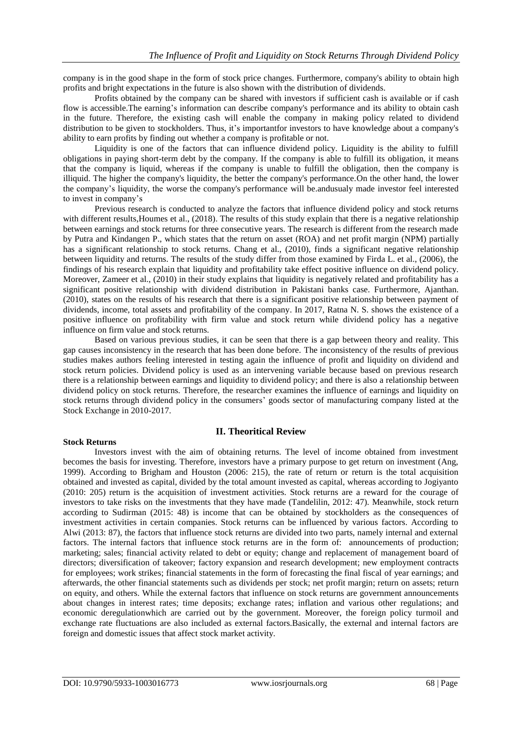company is in the good shape in the form of stock price changes. Furthermore, company's ability to obtain high profits and bright expectations in the future is also shown with the distribution of dividends.

Profits obtained by the company can be shared with investors if sufficient cash is available or if cash flow is accessible.The earning's information can describe company's performance and its ability to obtain cash in the future. Therefore, the existing cash will enable the company in making policy related to dividend distribution to be given to stockholders. Thus, it's importantfor investors to have knowledge about a company's ability to earn profits by finding out whether a company is profitable or not.

Liquidity is one of the factors that can influence dividend policy. Liquidity is the ability to fulfill obligations in paying short-term debt by the company. If the company is able to fulfill its obligation, it means that the company is liquid, whereas if the company is unable to fulfill the obligation, then the company is illiquid. The higher the company's liquidity, the better the company's performance.On the other hand, the lower the company's liquidity, the worse the company's performance will be.andusualy made investor feel interested to invest in company's

Previous research is conducted to analyze the factors that influence dividend policy and stock returns with different results,Houmes et al., (2018). The results of this study explain that there is a negative relationship between earnings and stock returns for three consecutive years. The research is different from the research made by Putra and Kindangen P., which states that the return on asset (ROA) and net profit margin (NPM) partially has a significant relationship to stock returns. Chang et al., (2010), finds a significant negative relationship between liquidity and returns. The results of the study differ from those examined by Firda L. et al., (2006), the findings of his research explain that liquidity and profitability take effect positive influence on dividend policy. Moreover, Zameer et al., (2010) in their study explains that liquidity is negatively related and profitability has a significant positive relationship with dividend distribution in Pakistani banks case. Furthermore, Ajanthan. (2010), states on the results of his research that there is a significant positive relationship between payment of dividends, income, total assets and profitability of the company. In 2017, Ratna N. S. shows the existence of a positive influence on profitability with firm value and stock return while dividend policy has a negative influence on firm value and stock returns.

Based on various previous studies, it can be seen that there is a gap between theory and reality. This gap causes inconsistency in the research that has been done before. The inconsistency of the results of previous studies makes authors feeling interested in testing again the influence of profit and liquidity on dividend and stock return policies. Dividend policy is used as an intervening variable because based on previous research there is a relationship between earnings and liquidity to dividend policy; and there is also a relationship between dividend policy on stock returns. Therefore, the researcher examines the influence of earnings and liquidity on stock returns through dividend policy in the consumers' goods sector of manufacturing company listed at the Stock Exchange in 2010-2017.

## II. Theoritical Review

### Stock Returns

Investors invest with the aim of obtaining returns. The level of income obtained from investment becomes the basis for investing. Therefore, investors have a primary purpose to get return on investment (Ang, 1999). According to Brigham and Houston (2006: 215), the rate of return or return is the total acquisition obtained and invested as capital, divided by the total amount invested as capital, whereas according to Jogiyanto (2010: 205) return is the acquisition of investment activities. Stock returns are a reward for the courage of investors to take risks on the investments that they have made (Tandelilin, 2012: 47). Meanwhile, stock return according to Sudirman (2015: 48) is income that can be obtained by stockholders as the consequences of investment activities in certain companies. Stock returns can be influenced by various factors. According to Alwi (2013: 87), the factors that influence stock returns are divided into two parts, namely internal and external factors. The internal factors that influence stock returns are in the form of: announcements of production; marketing; sales; financial activity related to debt or equity; change and replacement of management board of directors; diversification of takeover; factory expansion and research development; new employment contracts for employees; work strikes; financial statements in the form of forecasting the final fiscal of year earnings; and afterwards, the other financial statements such as dividends per stock; net profit margin; return on assets; return on equity, and others. While the external factors that influence on stock returns are government announcements about changes in interest rates; time deposits; exchange rates; inflation and various other regulations; and economic deregulationwhich are carried out by the government. Moreover, the foreign policy turmoil and exchange rate fluctuations are also included as external factors.Basically, the external and internal factors are foreign and domestic issues that affect stock market activity.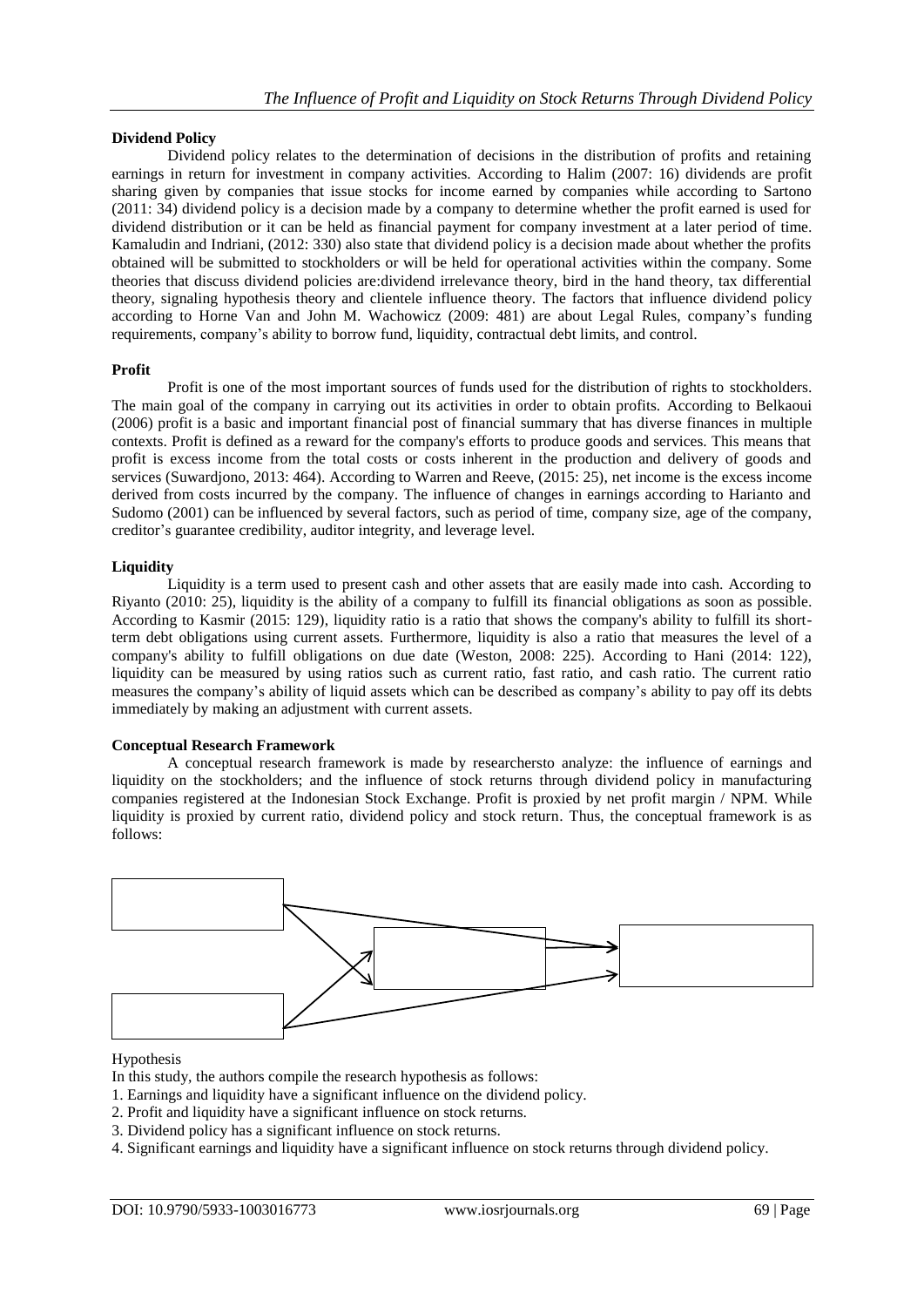**Dividend Policy**

Dividend policy relates to the determination of decisions in the distribution of profits and retaining earnings in return for investment in company activities. According to Halim (2007: 16) dividends are profit sharing given by companies that issue stocks for income earned by companies while according to Sartono (2011: 34) dividend policy is a decision made by a company to determine whether the profit earned is used for dividend distribution or it can be held as financial payment for company investment at a later period of time. Kamaludin and Indriani, (2012: 330) also state that dividend policy is a decision made about whether the profits obtained will be submitted to stockholders or will be held for operational activities within the company. Some theories that discuss dividend policies are:dividend irrelevance theory, bird in the hand theory, tax differential theory, signaling hypothesis theory and clientele influence theory. The factors that influence dividend policy according to Horne Van and John M. Wachowicz (2009: 481) are about Legal Rules, company's funding requirements, company's ability to borrow fund, liquidity, contractual debt limits, and control.

**Profit**

Profit is one of the most important sources of funds used for the distribution of rights to stockholders. The main goal of the company in carrying out its activities in order to obtain profits. According to Belkaoui (2006) profit is a basic and important financial post of financial summary that has diverse finances in multiple contexts. Profit is defined as a reward for the company's efforts to produce goods and services. This means that profit is excess income from the total costs or costs inherent in the production and delivery of goods and services (Suwardjono, 2013: 464). According to Warren and Reeve, (2015: 25), net income is the excess income derived from costs incurred by the company. The influence of changes in earnings according to Harianto and Sudomo (2001) can be influenced by several factors, such as period of time, company size, age of the company, creditor's guarantee credibility, auditor integrity, and leverage level.

**Liquidity**

Liquidity is a term used to present cash and other assets that are easily made into cash. According to Riyanto (2010: 25), liquidity is the ability of a company to fulfill its financial obligations as soon as possible. According to Kasmir (2015: 129), liquidity ratio is a ratio that shows the company's ability to fulfill its short-term debt obligations using current assets. Furthermore, liquidity is also a ratio that measures the level of a company's ability to fulfill obligations on due date (Weston, 2008: 225). According to Hani (2014: 122), liquidity can be measured by using ratios such as current ratio, fast ratio, and cash ratio. The current ratio measures the company's ability of liquid assets which can be described as company's ability to pay off its debts immediately by making an adjustment with current assets.

**Conceptual Research Framework**

A conceptual research framework is made by researchersto analyze: the influence of earnings and liquidity on the stockholders; and the influence of stock returns through dividend policy in manufacturing companies registered at the Indonesian Stock Exchange. Profit is proxied by net profit margin / NPM. While liquidity is proxied by current ratio, dividend policy and stock return. Thus, the conceptual framework is as follows:

Hypothesis

In this study, the authors compile the research hypothesis as follows:

1. Earnings and liquidity have a significant influence on the dividend policy.
2. Profit and liquidity have a significant influence on stock returns.
3. Dividend policy has a significant influence on stock returns.
4. Significant earnings and liquidity have a significant influence on stock returns through dividend policy.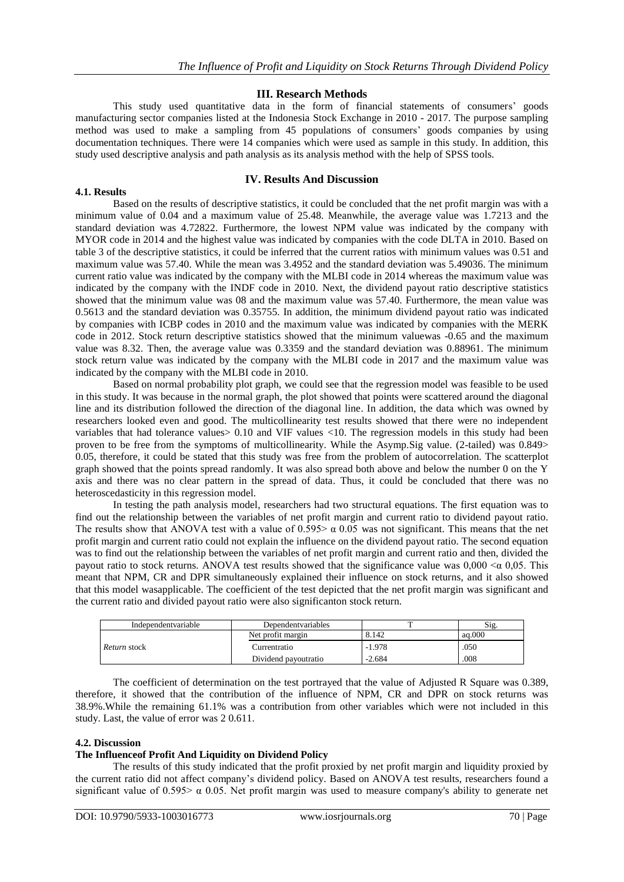## III. Research Methods

This study used quantitative data in the form of financial statements of consumers' goods manufacturing sector companies listed at the Indonesia Stock Exchange in 2010 - 2017. The purpose sampling method was used to make a sampling from 45 populations of consumers' goods companies by using documentation techniques. There were 14 companies which were used as sample in this study. In addition, this study used descriptive analysis and path analysis as its analysis method with the help of SPSS tools.

## IV. Results And Discussion

### 4.1. Results

Based on the results of descriptive statistics, it could be concluded that the net profit margin was with a minimum value of 0.04 and a maximum value of 25.48. Meanwhile, the average value was 1.7213 and the standard deviation was 4.72822. Furthermore, the lowest NPM value was indicated by the company with MYOR code in 2014 and the highest value was indicated by companies with the code DLTA in 2010. Based on table 3 of the descriptive statistics, it could be inferred that the current ratios with minimum values was 0.51 and maximum value was 57.40. While the mean was 3.4952 and the standard deviation was 5.49036. The minimum current ratio value was indicated by the company with the MLBI code in 2014 whereas the maximum value was indicated by the company with the INDF code in 2010. Next, the dividend payout ratio descriptive statistics showed that the minimum value was 08 and the maximum value was 57.40. Furthermore, the mean value was 0.5613 and the standard deviation was 0.35755. In addition, the minimum dividend payout ratio was indicated by companies with ICBP codes in 2010 and the maximum value was indicated by companies with the MERK code in 2012. Stock return descriptive statistics showed that the minimum valuewas -0.65 and the maximum value was 8.32. Then, the average value was 0.3359 and the standard deviation was 0.88961. The minimum stock return value was indicated by the company with the MLBI code in 2017 and the maximum value was indicated by the company with the MLBI code in 2010.

Based on normal probability plot graph, we could see that the regression model was feasible to be used in this study. It was because in the normal graph, the plot showed that points were scattered around the diagonal line and its distribution followed the direction of the diagonal line. In addition, the data which was owned by researchers looked even and good. The multicollinearity test results showed that there were no independent variables that had tolerance values> 0.10 and VIF values <10. The regression models in this study had been proven to be free from the symptoms of multicollinearity. While the Asymp.Sig value. (2-tailed) was 0.849> 0.05, therefore, it could be stated that this study was free from the problem of autocorrelation. The scatterplot graph showed that the points spread randomly. It was also spread both above and below the number 0 on the Y axis and there was no clear pattern in the spread of data. Thus, it could be concluded that there was no heteroscedasticity in this regression model.

In testing the path analysis model, researchers had two structural equations. The first equation was to find out the relationship between the variables of net profit margin and current ratio to dividend payout ratio. The results show that ANOVA test with a value of $0.595 > \alpha\ 0.05$ was not significant. This means that the net profit margin and current ratio could not explain the influence on the dividend payout ratio. The second equation was to find out the relationship between the variables of net profit margin and current ratio and then, divided the payout ratio to stock returns. ANOVA test results showed that the significance value was $0{,}000 < \alpha\ 0{,}05$. This meant that NPM, CR and DPR simultaneously explained their influence on stock returns, and it also showed that this model wasapplicable. The coefficient of the test depicted that the net profit margin was significant and the current ratio and divided payout ratio were also significanton stock return.

| Independentvariable | Dependentvariables | T | Sig. |
|---|---|---|---|
| *Return* stock | Net profit margin | 8.142 | aq.000 |
| | Currentratio | -1.978 | .050 |
| | Dividend payoutratio | -2.684 | .008 |

The coefficient of determination on the test portrayed that the value of Adjusted R Square was 0.389, therefore, it showed that the contribution of the influence of NPM, CR and DPR on stock returns was 38.9%.While the remaining 61.1% was a contribution from other variables which were not included in this study. Last, the value of error was 2 0.611.

### 4.2. Discussion

**The Influenceof Profit And Liquidity on Dividend Policy**

The results of this study indicated that the profit proxied by net profit margin and liquidity proxied by the current ratio did not affect company's dividend policy. Based on ANOVA test results, researchers found a significant value of $0.595 > \alpha\ 0.05$. Net profit margin was used to measure company's ability to generate net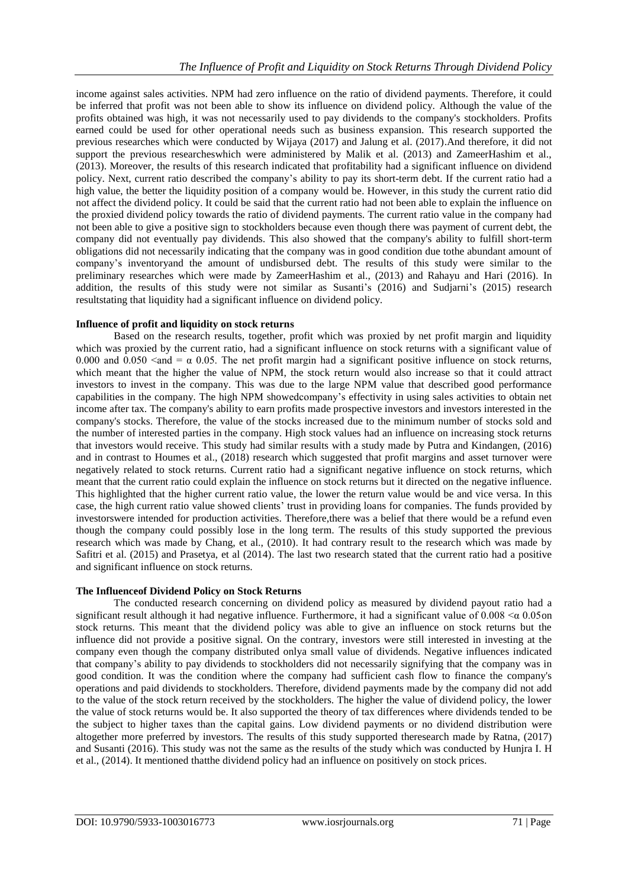income against sales activities. NPM had zero influence on the ratio of dividend payments. Therefore, it could be inferred that profit was not been able to show its influence on dividend policy. Although the value of the profits obtained was high, it was not necessarily used to pay dividends to the company's stockholders. Profits earned could be used for other operational needs such as business expansion. This research supported the previous researches which were conducted by Wijaya (2017) and Jalung et al. (2017).And therefore, it did not support the previous researcheswhich were administered by Malik et al. (2013) and ZameerHashim et al., (2013). Moreover, the results of this research indicated that profitability had a significant influence on dividend policy. Next, current ratio described the company's ability to pay its short-term debt. If the current ratio had a high value, the better the liquidity position of a company would be. However, in this study the current ratio did not affect the dividend policy. It could be said that the current ratio had not been able to explain the influence on the proxied dividend policy towards the ratio of dividend payments. The current ratio value in the company had not been able to give a positive sign to stockholders because even though there was payment of current debt, the company did not eventually pay dividends. This also showed that the company's ability to fulfill short-term obligations did not necessarily indicating that the company was in good condition due tothe abundant amount of company's inventoryand the amount of undisbursed debt. The results of this study were similar to the preliminary researches which were made by ZameerHashim et al., (2013) and Rahayu and Hari (2016). In addition, the results of this study were not similar as Susanti's (2016) and Sudjarni's (2015) research resultstating that liquidity had a significant influence on dividend policy.

**Influence of profit and liquidity on stock returns**

Based on the research results, together, profit which was proxied by net profit margin and liquidity which was proxied by the current ratio, had a significant influence on stock returns with a significant value of 0.000 and 0.050 <and = $\alpha$ 0.05. The net profit margin had a significant positive influence on stock returns, which meant that the higher the value of NPM, the stock return would also increase so that it could attract investors to invest in the company. This was due to the large NPM value that described good performance capabilities in the company. The high NPM showedcompany's effectivity in using sales activities to obtain net income after tax. The company's ability to earn profits made prospective investors and investors interested in the company's stocks. Therefore, the value of the stocks increased due to the minimum number of stocks sold and the number of interested parties in the company. High stock values had an influence on increasing stock returns that investors would receive. This study had similar results with a study made by Putra and Kindangen, (2016) and in contrast to Houmes et al., (2018) research which suggested that profit margins and asset turnover were negatively related to stock returns. Current ratio had a significant negative influence on stock returns, which meant that the current ratio could explain the influence on stock returns but it directed on the negative influence. This highlighted that the higher current ratio value, the lower the return value would be and vice versa. In this case, the high current ratio value showed clients' trust in providing loans for companies. The funds provided by investorswere intended for production activities. Therefore,there was a belief that there would be a refund even though the company could possibly lose in the long term. The results of this study supported the previous research which was made by Chang, et al., (2010). It had contrary result to the research which was made by Safitri et al. (2015) and Prasetya, et al (2014). The last two research stated that the current ratio had a positive and significant influence on stock returns.

**The Influenceof Dividend Policy on Stock Returns**

The conducted research concerning on dividend policy as measured by dividend payout ratio had a significant result although it had negative influence. Furthermore, it had a significant value of 0.008 <$\alpha$ 0.05on stock returns. This meant that the dividend policy was able to give an influence on stock returns but the influence did not provide a positive signal. On the contrary, investors were still interested in investing at the company even though the company distributed onlya small value of dividends. Negative influences indicated that company's ability to pay dividends to stockholders did not necessarily signifying that the company was in good condition. It was the condition where the company had sufficient cash flow to finance the company's operations and paid dividends to stockholders. Therefore, dividend payments made by the company did not add to the value of the stock return received by the stockholders. The higher the value of dividend policy, the lower the value of stock returns would be. It also supported the theory of tax differences where dividends tended to be the subject to higher taxes than the capital gains. Low dividend payments or no dividend distribution were altogether more preferred by investors. The results of this study supported theresearch made by Ratna, (2017) and Susanti (2016). This study was not the same as the results of the study which was conducted by Hunjra I. H et al., (2014). It mentioned thatthe dividend policy had an influence on positively on stock prices.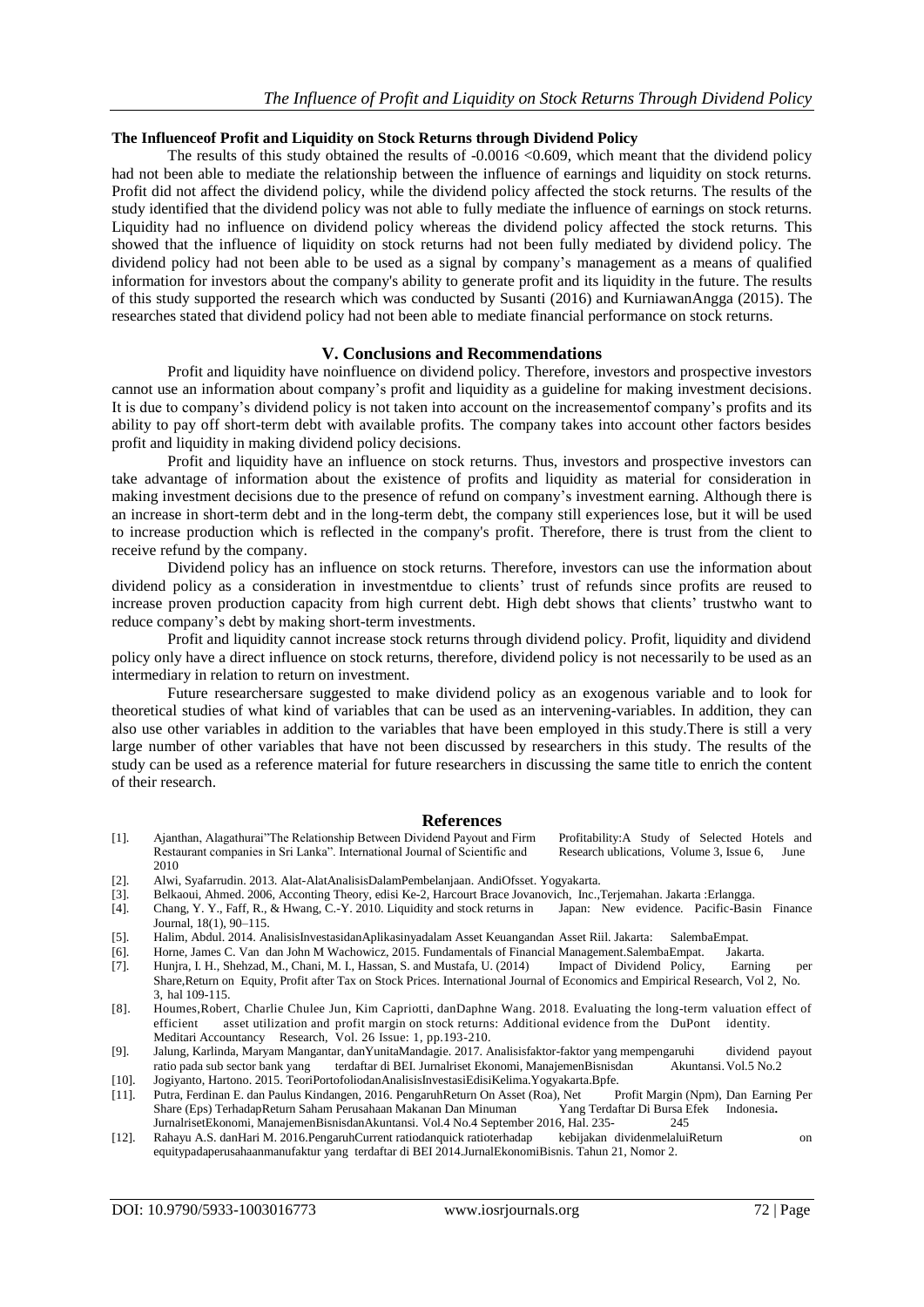**The Influenceof Profit and Liquidity on Stock Returns through Dividend Policy**

The results of this study obtained the results of -0.0016 <0.609, which meant that the dividend policy had not been able to mediate the relationship between the influence of earnings and liquidity on stock returns. Profit did not affect the dividend policy, while the dividend policy affected the stock returns. The results of the study identified that the dividend policy was not able to fully mediate the influence of earnings on stock returns. Liquidity had no influence on dividend policy whereas the dividend policy affected the stock returns. This showed that the influence of liquidity on stock returns had not been fully mediated by dividend policy. The dividend policy had not been able to be used as a signal by company's management as a means of qualified information for investors about the company's ability to generate profit and its liquidity in the future. The results of this study supported the research which was conducted by Susanti (2016) and KurniawanAngga (2015). The researches stated that dividend policy had not been able to mediate financial performance on stock returns.

## V. Conclusions and Recommendations

Profit and liquidity have noinfluence on dividend policy. Therefore, investors and prospective investors cannot use an information about company's profit and liquidity as a guideline for making investment decisions. It is due to company's dividend policy is not taken into account on the increasementof company's profits and its ability to pay off short-term debt with available profits. The company takes into account other factors besides profit and liquidity in making dividend policy decisions.

Profit and liquidity have an influence on stock returns. Thus, investors and prospective investors can take advantage of information about the existence of profits and liquidity as material for consideration in making investment decisions due to the presence of refund on company's investment earning. Although there is an increase in short-term debt and in the long-term debt, the company still experiences lose, but it will be used to increase production which is reflected in the company's profit. Therefore, there is trust from the client to receive refund by the company.

Dividend policy has an influence on stock returns. Therefore, investors can use the information about dividend policy as a consideration in investmentdue to clients' trust of refunds since profits are reused to increase proven production capacity from high current debt. High debt shows that clients' trustwho want to reduce company's debt by making short-term investments.

Profit and liquidity cannot increase stock returns through dividend policy. Profit, liquidity and dividend policy only have a direct influence on stock returns, therefore, dividend policy is not necessarily to be used as an intermediary in relation to return on investment.

Future researchersare suggested to make dividend policy as an exogenous variable and to look for theoretical studies of what kind of variables that can be used as an intervening-variables. In addition, they can also use other variables in addition to the variables that have been employed in this study.There is still a very large number of other variables that have not been discussed by researchers in this study. The results of the study can be used as a reference material for future researchers in discussing the same title to enrich the content of their research.

## References

[1]. Ajanthan, Alagathurai"The Relationship Between Dividend Payout and Firm Profitability:A Study of Selected Hotels and Restaurant companies in Sri Lanka". International Journal of Scientific and Research ublications, Volume 3, Issue 6, June 2010

[2]. Alwi, Syafarrudin. 2013. Alat-AlatAnalisisDalamPembelanjaan. AndiOfsset. Yogyakarta.

[3]. Belkaoui, Ahmed. 2006, Accenting Theory, edisi Ke-2, Harcourt Brace Jovanovich, Inc.,Terjemahan. Jakarta :Erlangga.

[4]. Chang, Y. Y., Faff, R., & Hwang, C.-Y. 2010. Liquidity and stock returns in Japan: New evidence. Pacific-Basin Finance Journal, 18(1), 90–115.

[5]. Halim, Abdul. 2014. AnalisisInvestasidanAplikasinyadalam Asset Keuangandan Asset Riil. Jakarta: SalembaEmpat.

[6]. Horne, James C. Van dan John M Wachowicz, 2015. Fundamentals of Financial Management.SalembaEmpat. Jakarta.

[7]. Hunjra, I. H., Shehzad, M., Chani, M. I., Hassan, S. and Mustafa, U. (2014) Impact of Dividend Policy, Earning per Share,Return on Equity, Profit after Tax on Stock Prices. International Journal of Economics and Empirical Research, Vol 2, No. 3, hal 109-115.

[8]. Houmes,Robert, Charlie Chulee Jun, Kim Capriotti, danDaphne Wang. 2018. Evaluating the long-term valuation effect of efficient asset utilization and profit margin on stock returns: Additional evidence from the DuPont identity. Meditari Accountancy Research, Vol. 26 Issue: 1, pp.193-210.

[9]. Jalung, Karlinda, Maryam Mangantar, danYunitaMandagie. 2017. Analisisfaktor-faktor yang mempengaruhi dividend payout ratio pada sub sector bank yang terdaftar di BEI. Jurnalriset Ekonomi, ManajemenBisnisdan Akuntansi. Vol.5 No.2

[10]. Jogiyanto, Hartono. 2015. TeoriPortofoliodanAnalisisInvestasiEdisiKelima.Yogyakarta.Bpfe.

[11]. Putra, Ferdinan E. dan Paulus Kindangen, 2016. PengaruhReturn On Asset (Roa), Net Profit Margin (Npm), Dan Earning Per Share (Eps) TerhadapReturn Saham Perusahaan Makanan Dan Minuman Yang Terdaftar Di Bursa Efek Indonesia**.** JurnalrisetEkonomi, ManajemenBisnisdanAkuntansi. Vol.4 No.4 September 2016, Hal. 235- 245

[12]. Rahayu A.S. danHari M. 2016.PengaruhCurrent ratiodanquick ratioterhadap kebijakan dividenmelaluiReturn on equitypadaperusahaanmanufaktur yang terdaftar di BEI 2014.JurnalEkonomiBisnis. Tahun 21, Nomor 2.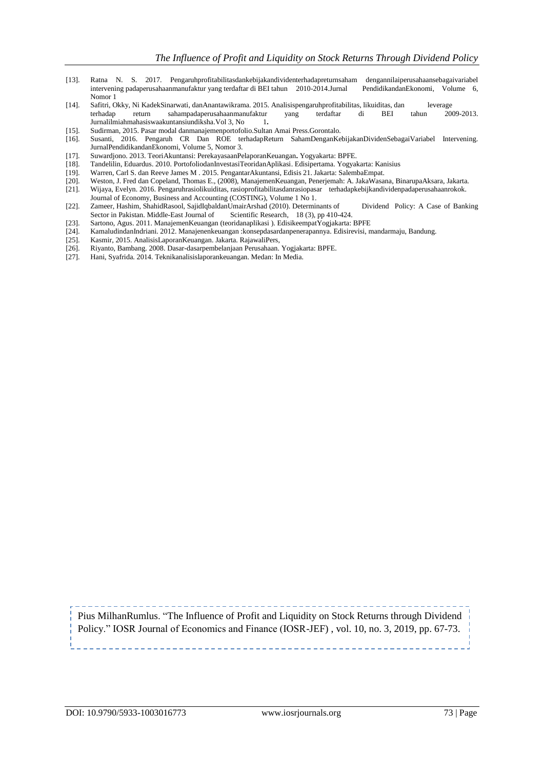[13]. Ratna N. S. 2017. Pengaruhprofitabilitasdankebijakandividenterhadapreturnsaham dengannilaiperusahaansebagaivariabel intervening padaperusahaanmanufaktur yang terdaftar di BEI tahun 2010-2014.Jurnal PendidikandanEkonomi, Volume 6, Nomor 1

[14]. Safitri, Okky, Ni KadekSinarwati, danAnantawikrama. 2015. Analisispengaruhprofitabilitas, likuiditas, dan leverage terhadap return sahampadaperusahaanmanufaktur yang terdaftar di BEI tahun 2009-2013. Jurnalilmiahmahasiswaakuntansiundiksha.Vol 3, No 1**.**

[15]. Sudirman, 2015. Pasar modal danmanajemenportofolio.Sultan Amai Press.Gorontalo.

[16]. Susanti, 2016. Pengaruh CR Dan ROE terhadapReturn SahamDenganKebijakanDividenSebagaiVariabel Intervening. JurnalPendidikandanEkonomi, Volume 5, Nomor 3.

[17]. Suwardjono. 2013. TeoriAkuntansi: PerekayasaanPelaporanKeuangan**.** Yogyakarta: BPFE.

[18]. Tandelilin, Eduardus. 2010. PortofoliodanInvestasiTeoridanAplikasi. Edisipertama. Yogyakarta: Kanisius

[19]. Warren, Carl S. dan Reeve James M . 2015. PengantarAkuntansi, Edisis 21. Jakarta: SalembaEmpat.

[20]. Weston, J. Fred dan Copeland, Thomas E., (2008), ManajemenKeuangan, Penerjemah: A. JakaWasana, BinarupaAksara, Jakarta.

[21]. Wijaya, Evelyn. 2016. Pengaruhrasiolikuiditas, rasioprofitabilitasdanrasiopasar terhadapkebijkandividenpadaperusahaanrokok. Journal of Economy, Business and Accounting (COSTING), Volume 1 No 1.

[22]. Zameer, Hashim, ShahidRasool, SajidIqbaldanUmairArshad (2010). Determinants of Dividend Policy: A Case of Banking Sector in Pakistan. Middle-East Journal of Scientific Research, 18 (3), pp 410-424.

[23]. Sartono, Agus. 2011. ManajemenKeuangan (teoridanaplikasi ). EdisikeempatYogjakarta: BPFE

[24]. KamaludindanIndriani. 2012. Manajenenkeuangan :konsepdasardanpenerapannya. Edisirevisi, mandarmaju, Bandung.

[25]. Kasmir, 2015. AnalisisLaporanKeuangan. Jakarta. RajawaliPers,

[26]. Riyanto, Bambang. 2008. Dasar-dasarpembelanjaan Perusahaan. Yogjakarta: BPFE.

[27]. Hani, Syafrida. 2014. Teknikanalisislaporankeuangan. Medan: In Media.

Pius MilhanRumlus. "The Influence of Profit and Liquidity on Stock Returns through Dividend Policy." IOSR Journal of Economics and Finance (IOSR-JEF) , vol. 10, no. 3, 2019, pp. 67-73.